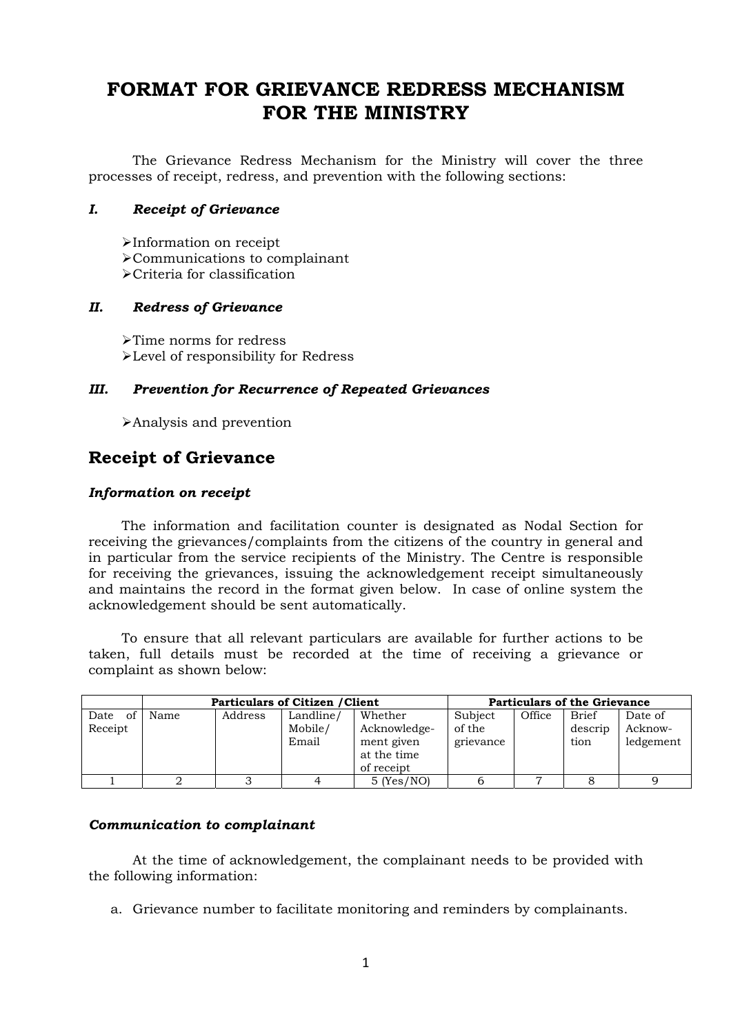# FORMAT FOR GRIEVANCE REDRESS MECHANISM FOR THE MINISTRY

The Grievance Redress Mechanism for the Ministry will cover the three processes of receipt, redress, and prevention with the following sections:

***I. Receipt of Grievance***

- Information on receipt
- Communications to complainant
- Criteria for classification

***II. Redress of Grievance***

- Time norms for redress
- Level of responsibility for Redress

***III. Prevention for Recurrence of Repeated Grievances***

- Analysis and prevention

## Receipt of Grievance

***Information on receipt***

The information and facilitation counter is designated as Nodal Section for receiving the grievances/complaints from the citizens of the country in general and in particular from the service recipients of the Ministry. The Centre is responsible for receiving the grievances, issuing the acknowledgement receipt simultaneously and maintains the record in the format given below. In case of online system the acknowledgement should be sent automatically.

To ensure that all relevant particulars are available for further actions to be taken, full details must be recorded at the time of receiving a grievance or complaint as shown below:

| | Particulars of Citizen /Client | | | | Particulars of the Grievance | | | |
|---|---|---|---|---|---|---|---|---|
| Date of Receipt | Name | Address | Landline/ Mobile/ Email | Whether Acknowledge-ment given at the time of receipt | Subject of the grievance | Office | Brief description | Date of Acknow-ledgement |
| 1 | 2 | 3 | 4 | 5 (Yes/NO) | 6 | 7 | 8 | 9 |

***Communication to complainant***

At the time of acknowledgement, the complainant needs to be provided with the following information:

a. Grievance number to facilitate monitoring and reminders by complainants.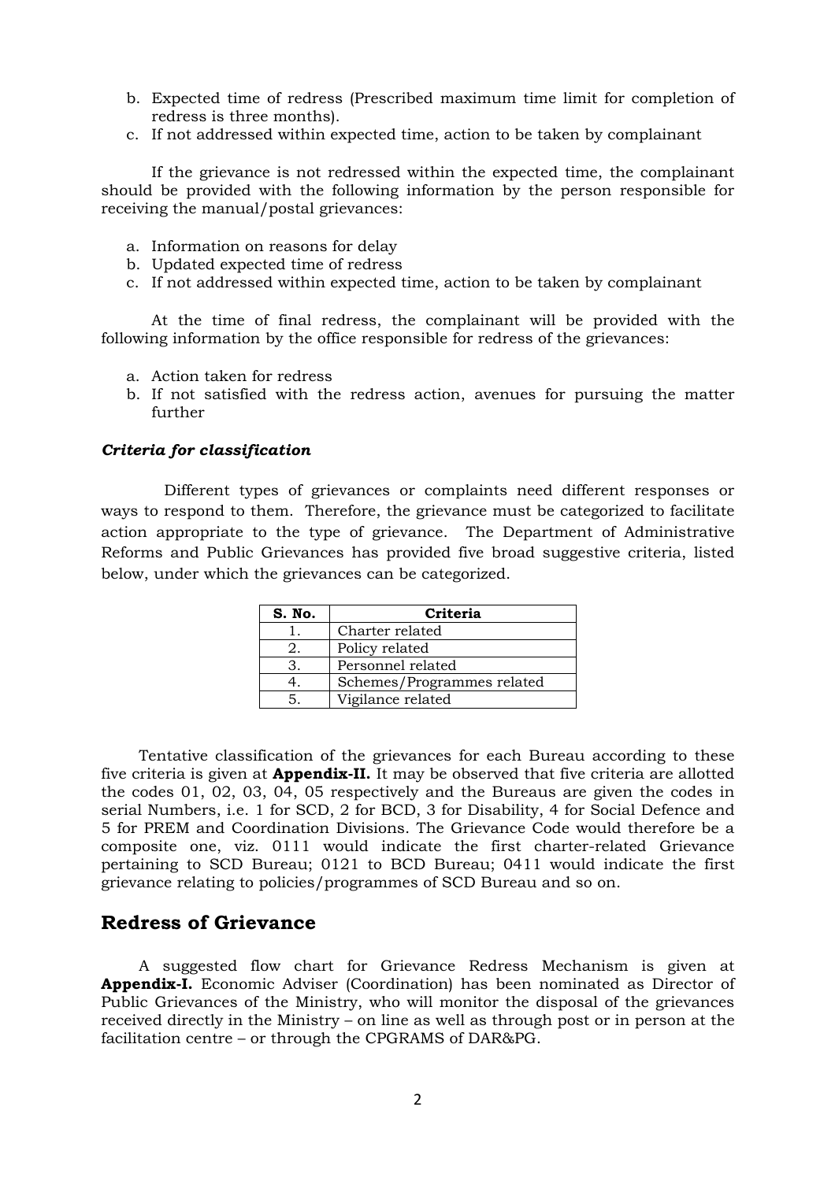b. Expected time of redress (Prescribed maximum time limit for completion of redress is three months).
c. If not addressed within expected time, action to be taken by complainant

If the grievance is not redressed within the expected time, the complainant should be provided with the following information by the person responsible for receiving the manual/postal grievances:

a. Information on reasons for delay
b. Updated expected time of redress
c. If not addressed within expected time, action to be taken by complainant

At the time of final redress, the complainant will be provided with the following information by the office responsible for redress of the grievances:

a. Action taken for redress
b. If not satisfied with the redress action, avenues for pursuing the matter further

***Criteria for classification***

Different types of grievances or complaints need different responses or ways to respond to them. Therefore, the grievance must be categorized to facilitate action appropriate to the type of grievance. The Department of Administrative Reforms and Public Grievances has provided five broad suggestive criteria, listed below, under which the grievances can be categorized.

| S. No. | Criteria |
|---|---|
| 1. | Charter related |
| 2. | Policy related |
| 3. | Personnel related |
| 4. | Schemes/Programmes related |
| 5. | Vigilance related |

Tentative classification of the grievances for each Bureau according to these five criteria is given at **Appendix-II.** It may be observed that five criteria are allotted the codes 01, 02, 03, 04, 05 respectively and the Bureaus are given the codes in serial Numbers, i.e. 1 for SCD, 2 for BCD, 3 for Disability, 4 for Social Defence and 5 for PREM and Coordination Divisions. The Grievance Code would therefore be a composite one, viz. 0111 would indicate the first charter-related Grievance pertaining to SCD Bureau; 0121 to BCD Bureau; 0411 would indicate the first grievance relating to policies/programmes of SCD Bureau and so on.

## Redress of Grievance

A suggested flow chart for Grievance Redress Mechanism is given at **Appendix-I.** Economic Adviser (Coordination) has been nominated as Director of Public Grievances of the Ministry, who will monitor the disposal of the grievances received directly in the Ministry – on line as well as through post or in person at the facilitation centre – or through the CPGRAMS of DAR&PG.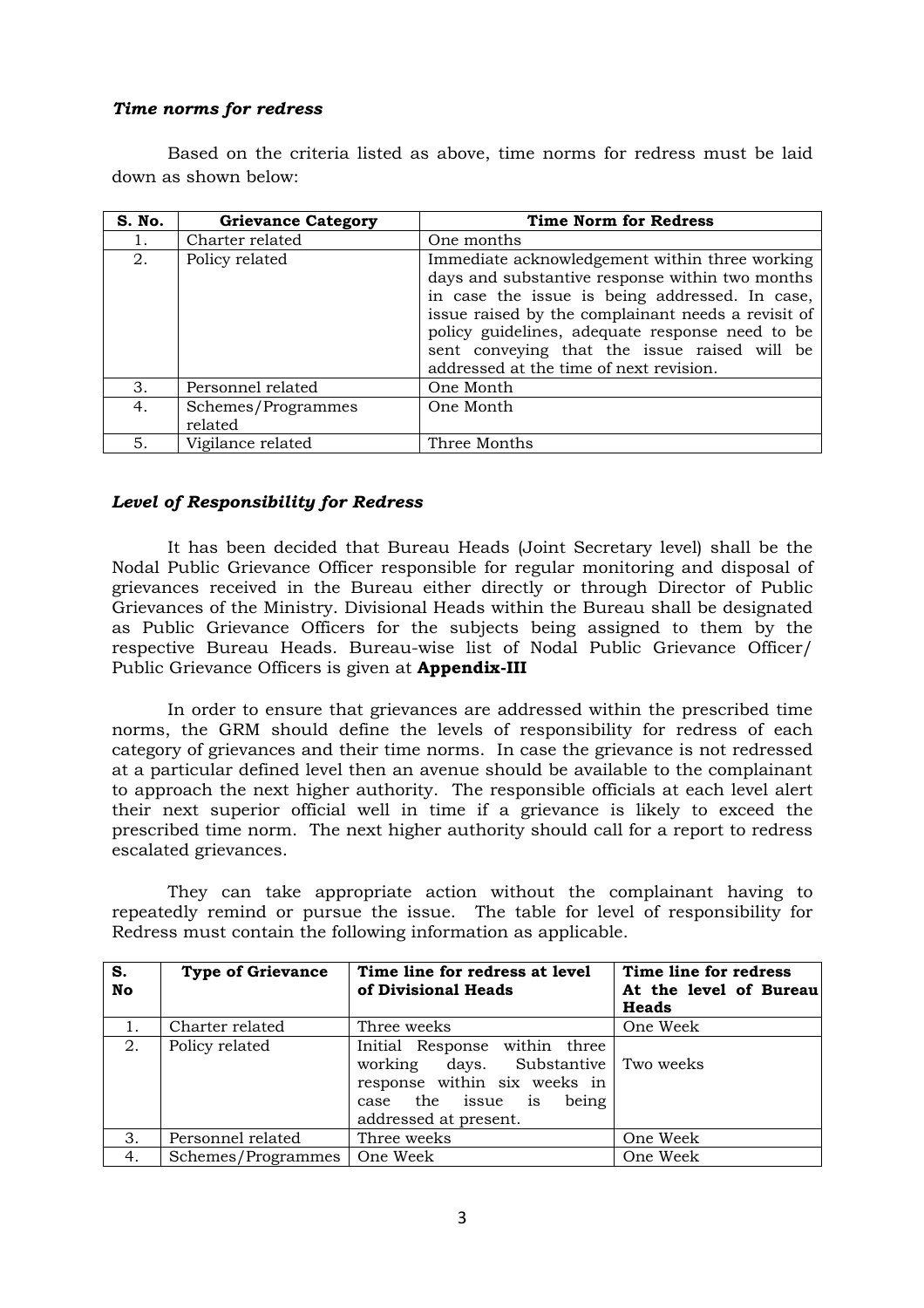***Time norms for redress***

Based on the criteria listed as above, time norms for redress must be laid down as shown below:

| S. No. | Grievance Category | Time Norm for Redress |
|---|---|---|
| 1. | Charter related | One months |
| 2. | Policy related | Immediate acknowledgement within three working days and substantive response within two months in case the issue is being addressed. In case, issue raised by the complainant needs a revisit of policy guidelines, adequate response need to be sent conveying that the issue raised will be addressed at the time of next revision. |
| 3. | Personnel related | One Month |
| 4. | Schemes/Programmes related | One Month |
| 5. | Vigilance related | Three Months |

***Level of Responsibility for Redress***

It has been decided that Bureau Heads (Joint Secretary level) shall be the Nodal Public Grievance Officer responsible for regular monitoring and disposal of grievances received in the Bureau either directly or through Director of Public Grievances of the Ministry. Divisional Heads within the Bureau shall be designated as Public Grievance Officers for the subjects being assigned to them by the respective Bureau Heads. Bureau-wise list of Nodal Public Grievance Officer/ Public Grievance Officers is given at **Appendix-III**

In order to ensure that grievances are addressed within the prescribed time norms, the GRM should define the levels of responsibility for redress of each category of grievances and their time norms. In case the grievance is not redressed at a particular defined level then an avenue should be available to the complainant to approach the next higher authority. The responsible officials at each level alert their next superior official well in time if a grievance is likely to exceed the prescribed time norm. The next higher authority should call for a report to redress escalated grievances.

They can take appropriate action without the complainant having to repeatedly remind or pursue the issue. The table for level of responsibility for Redress must contain the following information as applicable.

| S. No | Type of Grievance | Time line for redress at level of Divisional Heads | Time line for redress At the level of Bureau Heads |
|---|---|---|---|
| 1. | Charter related | Three weeks | One Week |
| 2. | Policy related | Initial Response within three working days. Substantive response within six weeks in case the issue is being addressed at present. | Two weeks |
| 3. | Personnel related | Three weeks | One Week |
| 4. | Schemes/Programmes | One Week | One Week |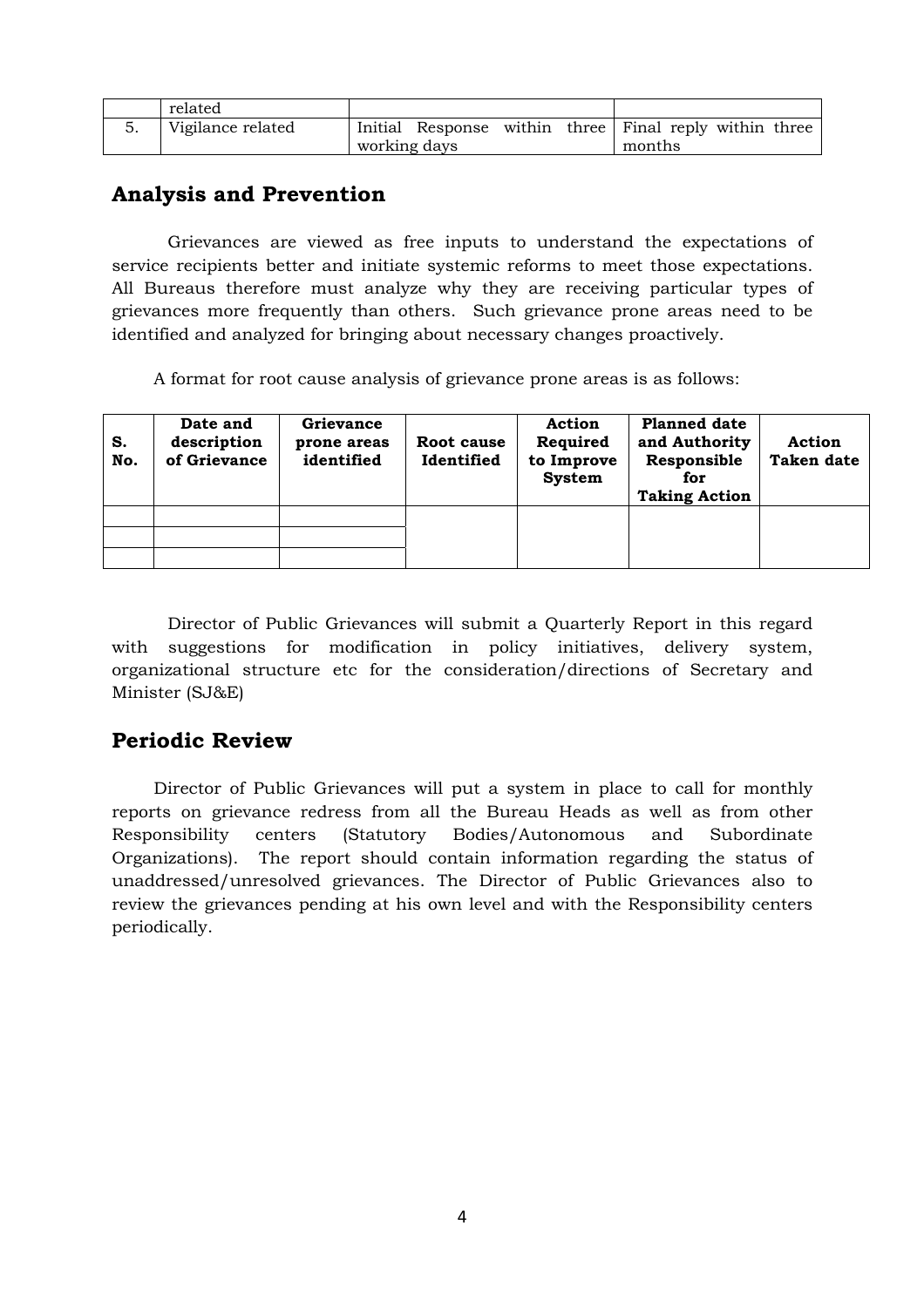|  | related |  |  |
|---|---|---|---|
| 5. | Vigilance related | Initial Response within three working days | Final reply within three months |

## Analysis and Prevention

Grievances are viewed as free inputs to understand the expectations of service recipients better and initiate systemic reforms to meet those expectations. All Bureaus therefore must analyze why they are receiving particular types of grievances more frequently than others. Such grievance prone areas need to be identified and analyzed for bringing about necessary changes proactively.

A format for root cause analysis of grievance prone areas is as follows:

| S. No. | Date and description of Grievance | Grievance prone areas identified | Root cause Identified | Action Required to Improve System | Planned date and Authority Responsible for Taking Action | Action Taken date |
|---|---|---|---|---|---|---|
|  |  |  |  |  |  |  |
|  |  |  |  |  |  |  |
|  |  |  |  |  |  |  |

Director of Public Grievances will submit a Quarterly Report in this regard with suggestions for modification in policy initiatives, delivery system, organizational structure etc for the consideration/directions of Secretary and Minister (SJ&E)

## Periodic Review

Director of Public Grievances will put a system in place to call for monthly reports on grievance redress from all the Bureau Heads as well as from other Responsibility centers (Statutory Bodies/Autonomous and Subordinate Organizations). The report should contain information regarding the status of unaddressed/unresolved grievances. The Director of Public Grievances also to review the grievances pending at his own level and with the Responsibility centers periodically.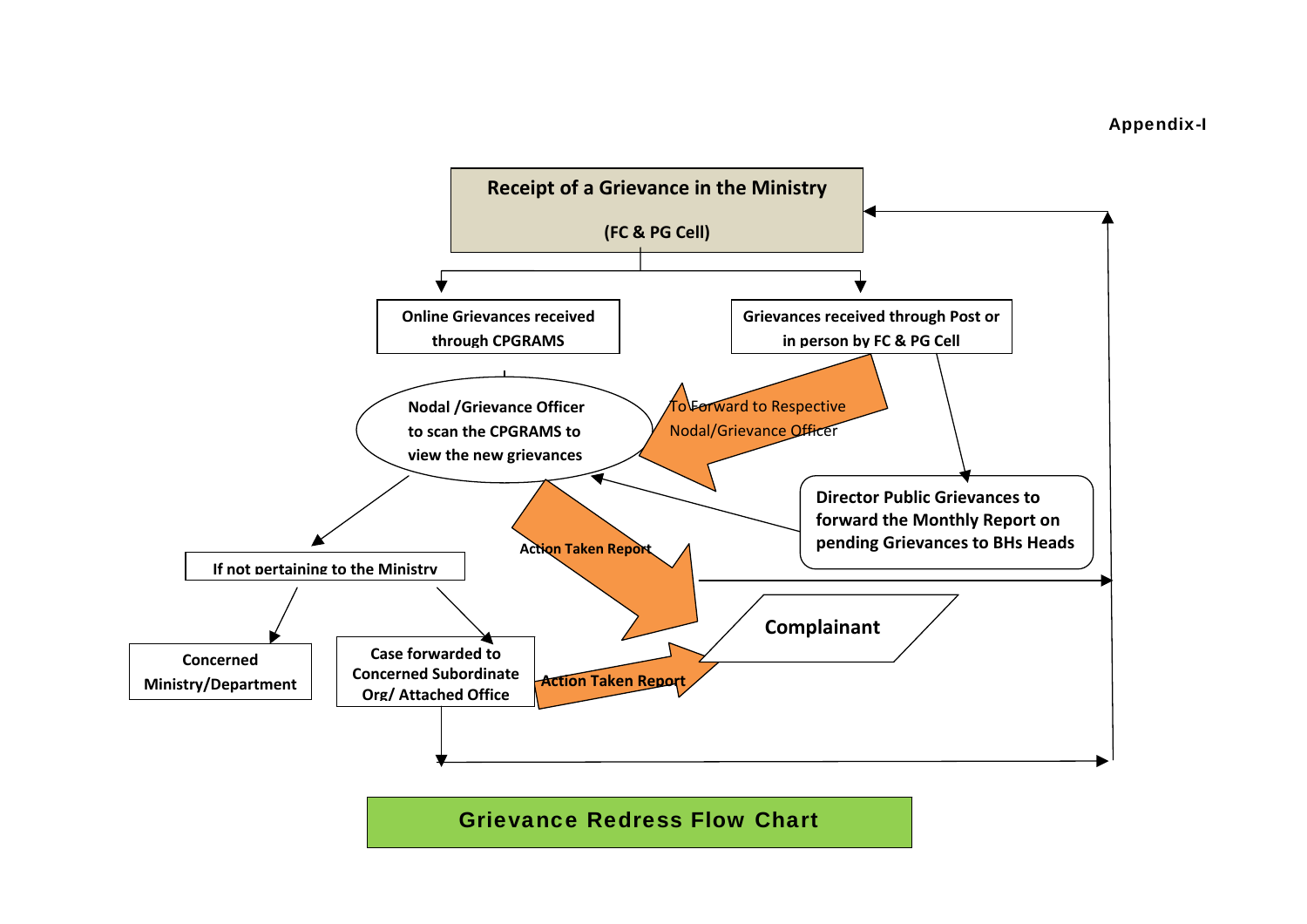**Appendix-I**

**Receipt of a Grievance in the Ministry**

**(FC & PG Cell)**

**Online Grievances received through CPGRAMS**

**Grievances received through Post or in person by FC & PG Cell**

To Forward to Respective Nodal/Grievance Officer

**Nodal /Grievance Officer to scan the CPGRAMS to view the new grievances**

**Director Public Grievances to forward the Monthly Report on pending Grievances to BHs Heads**

**Action Taken Report**

**If not pertaining to the Ministry**

**Complainant**

**Concerned Ministry/Department**

**Case forwarded to Concerned Subordinate Org/ Attached Office**

**Action Taken Report**

## Grievance Redress Flow Chart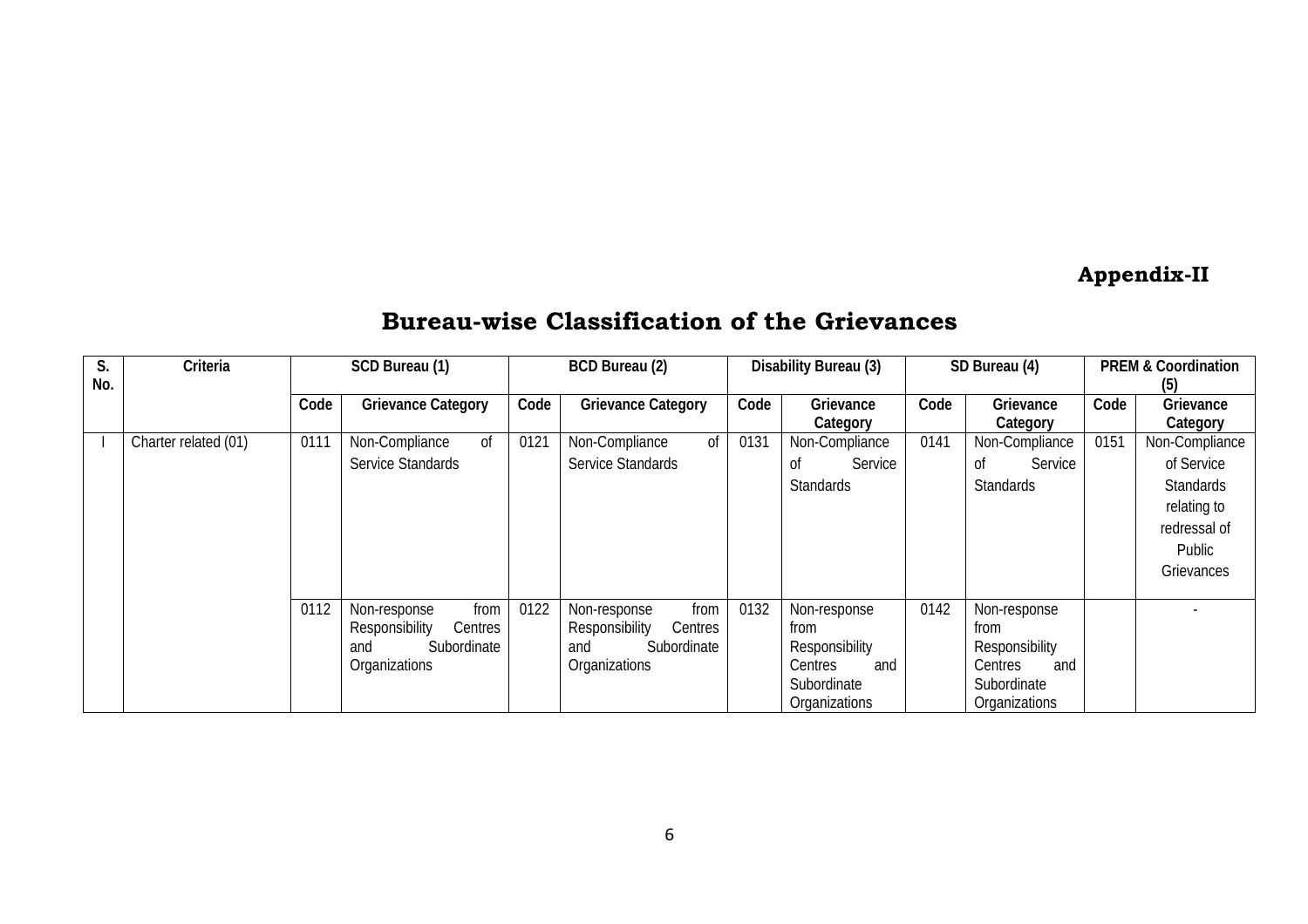**Appendix-II**

## Bureau-wise Classification of the Grievances

| S. No. | Criteria | SCD Bureau (1) | | BCD Bureau (2) | | Disability Bureau (3) | | SD Bureau (4) | | PREM & Coordination (5) | |
|---|---|---|---|---|---|---|---|---|---|---|---|
| | | Code | Grievance Category | Code | Grievance Category | Code | Grievance Category | Code | Grievance Category | Code | Grievance Category |
| I | Charter related (01) | 0111 | Non-Compliance of Service Standards | 0121 | Non-Compliance of Service Standards | 0131 | Non-Compliance of Service Standards | 0141 | Non-Compliance of Service Standards | 0151 | Non-Compliance of Service Standards relating to redressal of Public Grievances |
| | | 0112 | Non-response from Responsibility Centres and Subordinate Organizations | 0122 | Non-response from Responsibility Centres and Subordinate Organizations | 0132 | Non-response from Responsibility Centres and Subordinate Organizations | 0142 | Non-response from Responsibility Centres and Subordinate Organizations | | - |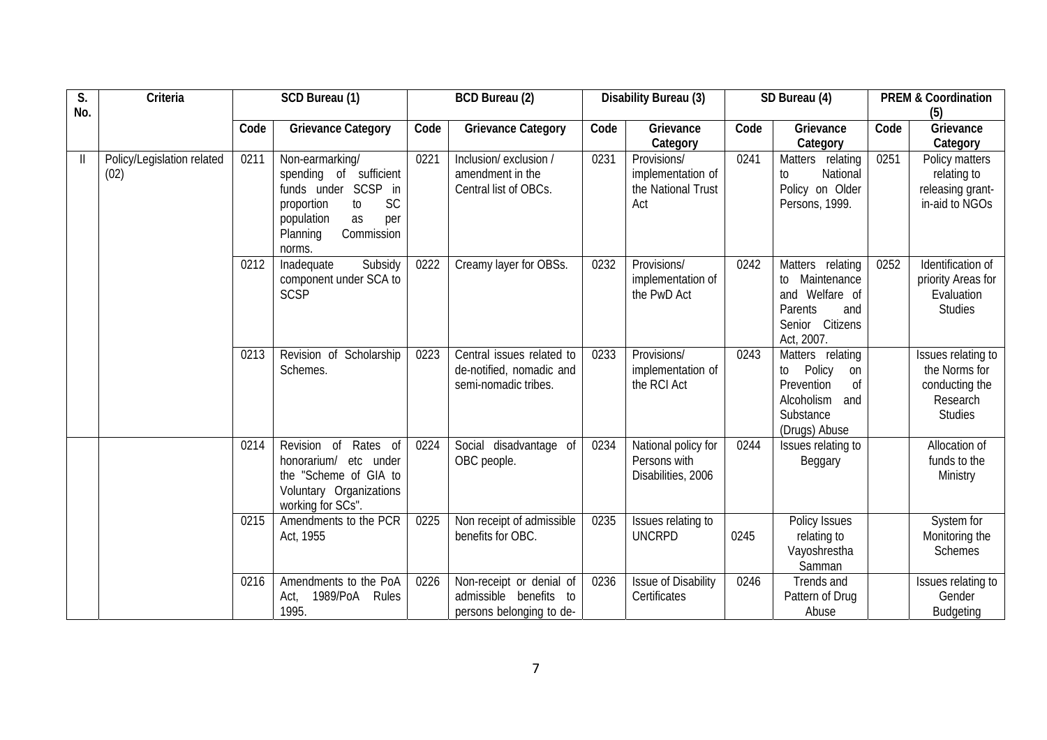| S. No. | Criteria | SCD Bureau (1) | | BCD Bureau (2) | | Disability Bureau (3) | | SD Bureau (4) | | PREM & Coordination (5) | |
|---|---|---|---|---|---|---|---|---|---|---|---|
| | | Code | Grievance Category | Code | Grievance Category | Code | Grievance Category | Code | Grievance Category | Code | Grievance Category |
| II | Policy/Legislation related (02) | 0211 | Non-earmarking/ spending of sufficient funds under SCSP in proportion to SC population as per Planning Commission norms. | 0221 | Inclusion/ exclusion / amendment in the Central list of OBCs. | 0231 | Provisions/ implementation of the National Trust Act | 0241 | Matters relating to National Policy on Older Persons, 1999. | 0251 | Policy matters relating to releasing grant-in-aid to NGOs |
| | | 0212 | Inadequate Subsidy component under SCA to SCSP | 0222 | Creamy layer for OBSs. | 0232 | Provisions/ implementation of the PwD Act | 0242 | Matters relating to Maintenance and Welfare of Parents and Senior Citizens Act, 2007. | 0252 | Identification of priority Areas for Evaluation Studies |
| | | 0213 | Revision of Scholarship Schemes. | 0223 | Central issues related to de-notified, nomadic and semi-nomadic tribes. | 0233 | Provisions/ implementation of the RCI Act | 0243 | Matters relating to Policy on Prevention of Alcoholism and Substance (Drugs) Abuse | | Issues relating to the Norms for conducting the Research Studies |
| | | 0214 | Revision of Rates of honorarium/ etc under the "Scheme of GIA to Voluntary Organizations working for SCs". | 0224 | Social disadvantage of OBC people. | 0234 | National policy for Persons with Disabilities, 2006 | 0244 | Issues relating to Beggary | | Allocation of funds to the Ministry |
| | | 0215 | Amendments to the PCR Act, 1955 | 0225 | Non receipt of admissible benefits for OBC. | 0235 | Issues relating to UNCRPD | 0245 | Policy Issues relating to Vayoshrestha Samman | | System for Monitoring the Schemes |
| | | 0216 | Amendments to the PoA Act, 1989/PoA Rules 1995. | 0226 | Non-receipt or denial of admissible benefits to persons belonging to de- | 0236 | Issue of Disability Certificates | 0246 | Trends and Pattern of Drug Abuse | | Issues relating to Gender Budgeting |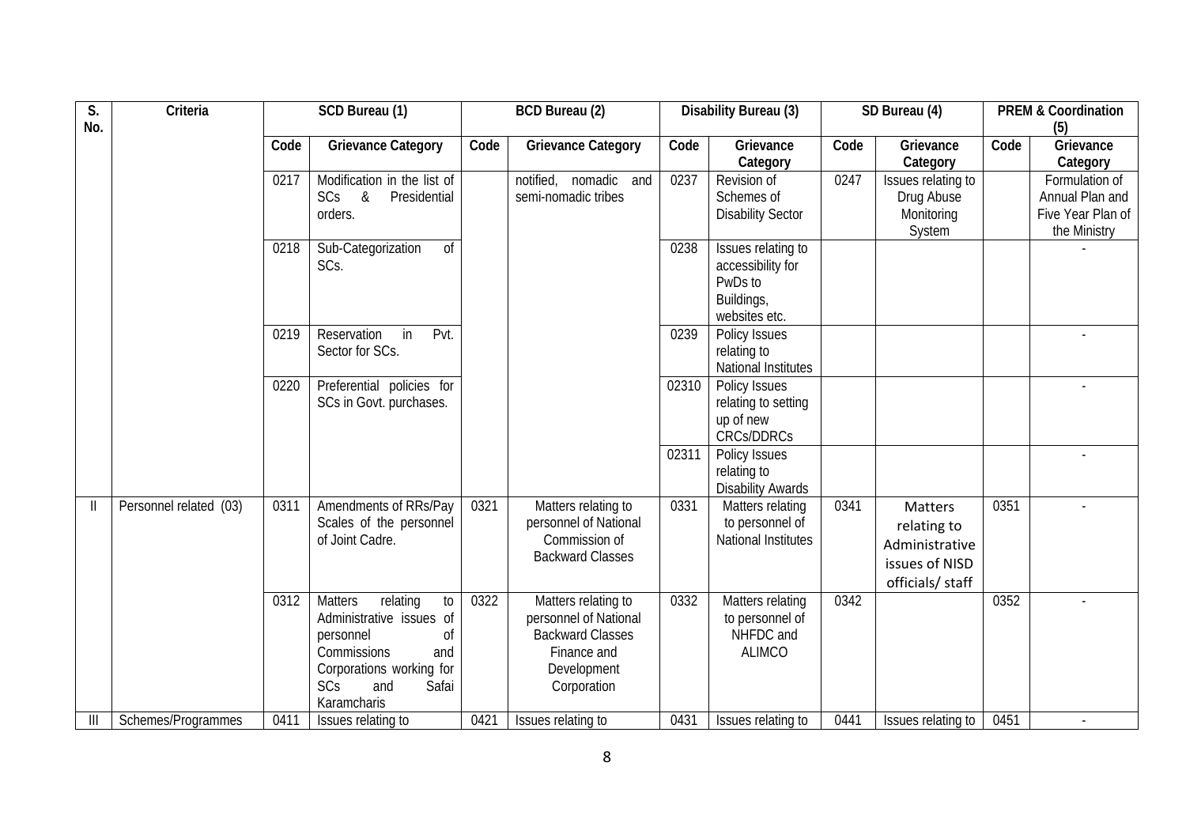| S. No. | Criteria | SCD Bureau (1) | | BCD Bureau (2) | | Disability Bureau (3) | | SD Bureau (4) | | PREM & Coordination (5) | |
|---|---|---|---|---|---|---|---|---|---|---|---|
| | | Code | Grievance Category | Code | Grievance Category | Code | Grievance Category | Code | Grievance Category | Code | Grievance Category |
| | | 0217 | Modification in the list of SCs & Presidential orders. | | notified, nomadic and semi-nomadic tribes | 0237 | Revision of Schemes of Disability Sector | 0247 | Issues relating to Drug Abuse Monitoring System | | Formulation of Annual Plan and Five Year Plan of the Ministry |
| | | 0218 | Sub-Categorization of SCs. | | | 0238 | Issues relating to accessibility for PwDs to Buildings, websites etc. | | | | - |
| | | 0219 | Reservation in Pvt. Sector for SCs. | | | 0239 | Policy Issues relating to National Institutes | | | | - |
| | | 0220 | Preferential policies for SCs in Govt. purchases. | | | 02310 | Policy Issues relating to setting up of new CRCs/DDRCs | | | | - |
| | | | | | | 02311 | Policy Issues relating to Disability Awards | | | | - |
| II | Personnel related (03) | 0311 | Amendments of RRs/Pay Scales of the personnel of Joint Cadre. | 0321 | Matters relating to personnel of National Commission of Backward Classes | 0331 | Matters relating to personnel of National Institutes | 0341 | Matters relating to Administrative issues of NISD officials/ staff | 0351 | - |
| | | 0312 | Matters relating to Administrative issues of personnel of Commissions and Corporations working for SCs and Safai Karamcharis | 0322 | Matters relating to personnel of National Backward Classes Finance and Development Corporation | 0332 | Matters relating to personnel of NHFDC and ALIMCO | 0342 | | 0352 | - |
| III | Schemes/Programmes | 0411 | Issues relating to | 0421 | Issues relating to | 0431 | Issues relating to | 0441 | Issues relating to | 0451 | - |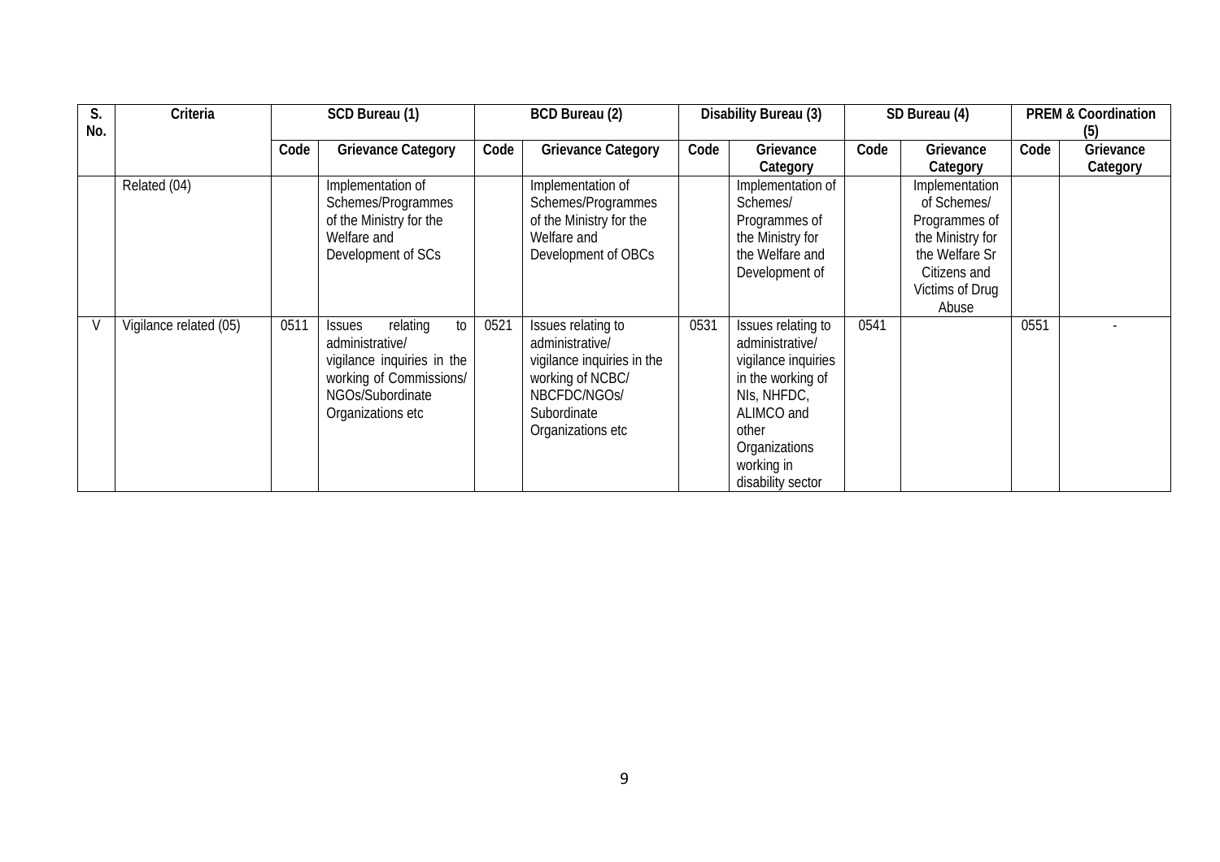| S. No. | Criteria | SCD Bureau (1) | | BCD Bureau (2) | | Disability Bureau (3) | | SD Bureau (4) | | PREM & Coordination (5) | |
|---|---|---|---|---|---|---|---|---|---|---|---|
| | | Code | Grievance Category | Code | Grievance Category | Code | Grievance Category | Code | Grievance Category | Code | Grievance Category |
| | Related (04) | | Implementation of Schemes/Programmes of the Ministry for the Welfare and Development of SCs | | Implementation of Schemes/Programmes of the Ministry for the Welfare and Development of OBCs | | Implementation of Schemes/ Programmes of the Ministry for the Welfare and Development of | | Implementation of Schemes/ Programmes of the Ministry for the Welfare Sr Citizens and Victims of Drug Abuse | | |
| V | Vigilance related (05) | 0511 | Issues relating to administrative/ vigilance inquiries in the working of Commissions/ NGOs/Subordinate Organizations etc | 0521 | Issues relating to administrative/ vigilance inquiries in the working of NCBC/ NBCFDC/NGOs/ Subordinate Organizations etc | 0531 | Issues relating to administrative/ vigilance inquiries in the working of NIs, NHFDC, ALIMCO and other Organizations working in disability sector | 0541 | | 0551 | - |